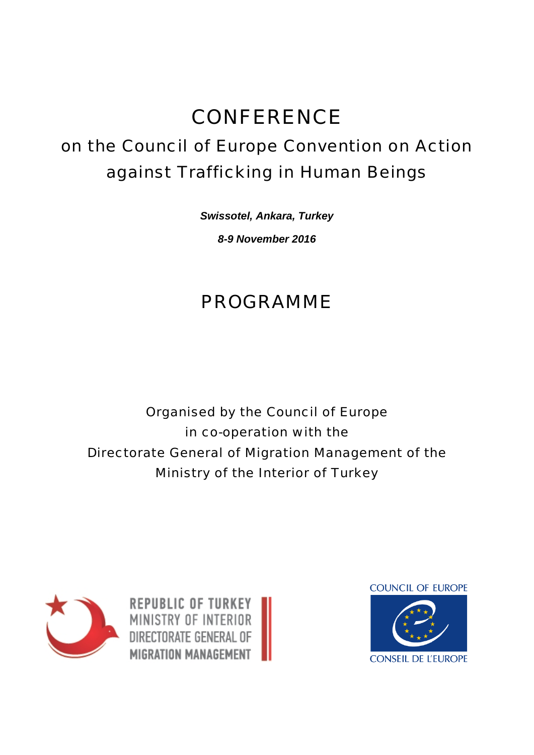# CONFERENCE

## on the Council of Europe Convention on Action against Trafficking in Human Beings

***Swissotel, Ankara, Turkey***

***8-9 November 2016***

## PROGRAMME

Organised by the Council of Europe
in co-operation with the
Directorate General of Migration Management of the
Ministry of the Interior of Turkey

REPUBLIC OF TURKEY
MINISTRY OF INTERIOR
DIRECTORATE GENERAL OF
MIGRATION MANAGEMENT

COUNCIL OF EUROPE
CONSEIL DE L'EUROPE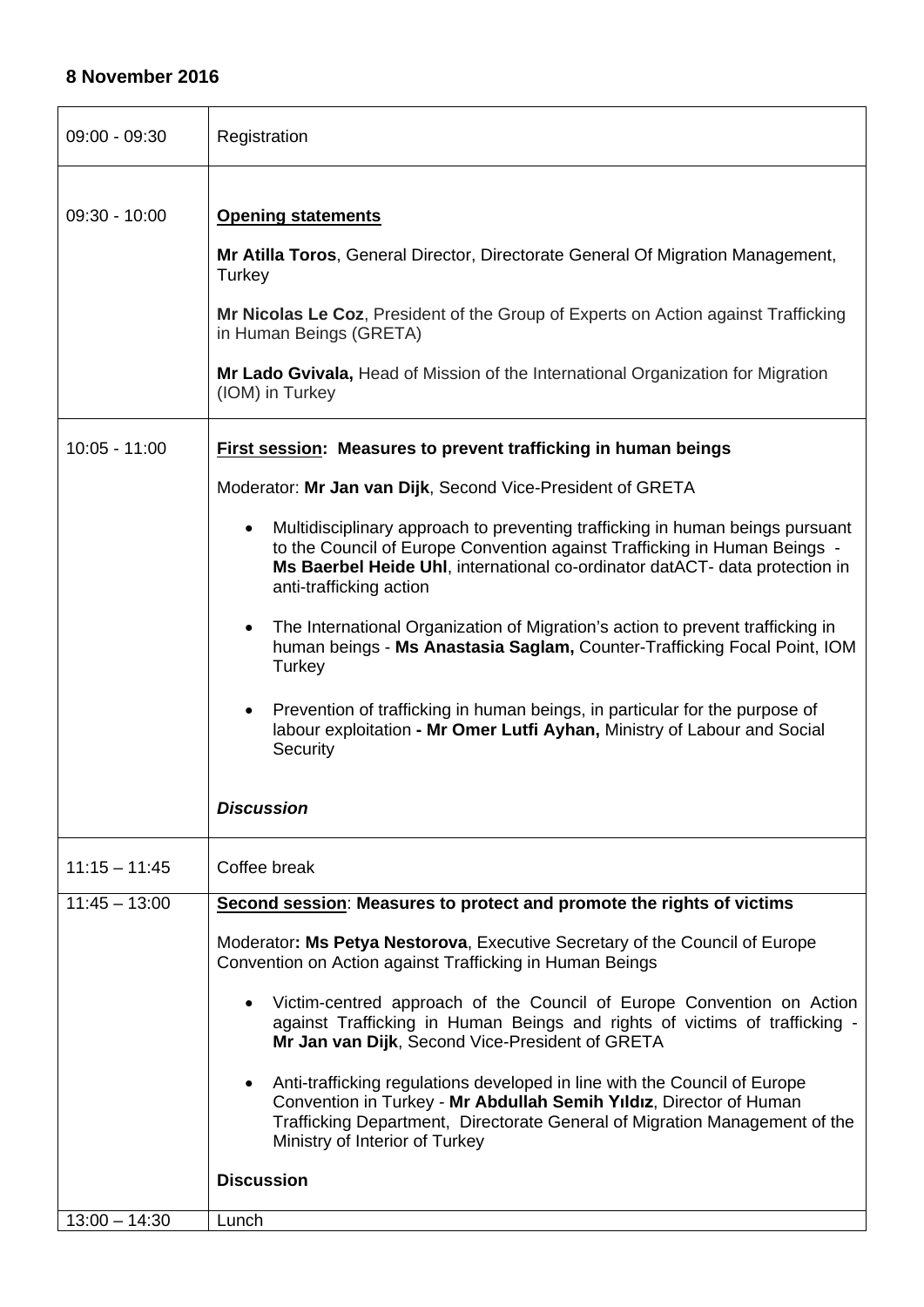**8 November 2016**

| | |
|---|---|
| 09:00 - 09:30 | Registration |
| 09:30 - 10:00 | **<u>Opening statements</u>**<br><br>**Mr Atilla Toros**, General Director, Directorate General Of Migration Management, Turkey<br><br>**Mr Nicolas Le Coz**, President of the Group of Experts on Action against Trafficking in Human Beings (GRETA)<br><br>**Mr Lado Gvivala,** Head of Mission of the International Organization for Migration (IOM) in Turkey |
| 10:05 - 11:00 | **<u>First session</u>: Measures to prevent trafficking in human beings**<br><br>Moderator: **Mr Jan van Dijk**, Second Vice-President of GRETA<br><br>• Multidisciplinary approach to preventing trafficking in human beings pursuant to the Council of Europe Convention against Trafficking in Human Beings - **Ms Baerbel Heide Uhl**, international co-ordinator datACT- data protection in anti-trafficking action<br><br>• The International Organization of Migration's action to prevent trafficking in human beings - **Ms Anastasia Saglam,** Counter-Trafficking Focal Point, IOM Turkey<br><br>• Prevention of trafficking in human beings, in particular for the purpose of labour exploitation **- Mr Omer Lutfi Ayhan,** Ministry of Labour and Social Security<br><br>***Discussion*** |
| 11:15 – 11:45 | Coffee break |
| 11:45 – 13:00 | **<u>Second session</u>: Measures to protect and promote the rights of victims**<br><br>Moderator**: Ms Petya Nestorova**, Executive Secretary of the Council of Europe Convention on Action against Trafficking in Human Beings<br><br>• Victim-centred approach of the Council of Europe Convention on Action against Trafficking in Human Beings and rights of victims of trafficking - **Mr Jan van Dijk**, Second Vice-President of GRETA<br><br>• Anti-trafficking regulations developed in line with the Council of Europe Convention in Turkey - **Mr Abdullah Semih Yıldız**, Director of Human Trafficking Department, Directorate General of Migration Management of the Ministry of Interior of Turkey<br><br>**Discussion** |
| 13:00 – 14:30 | Lunch |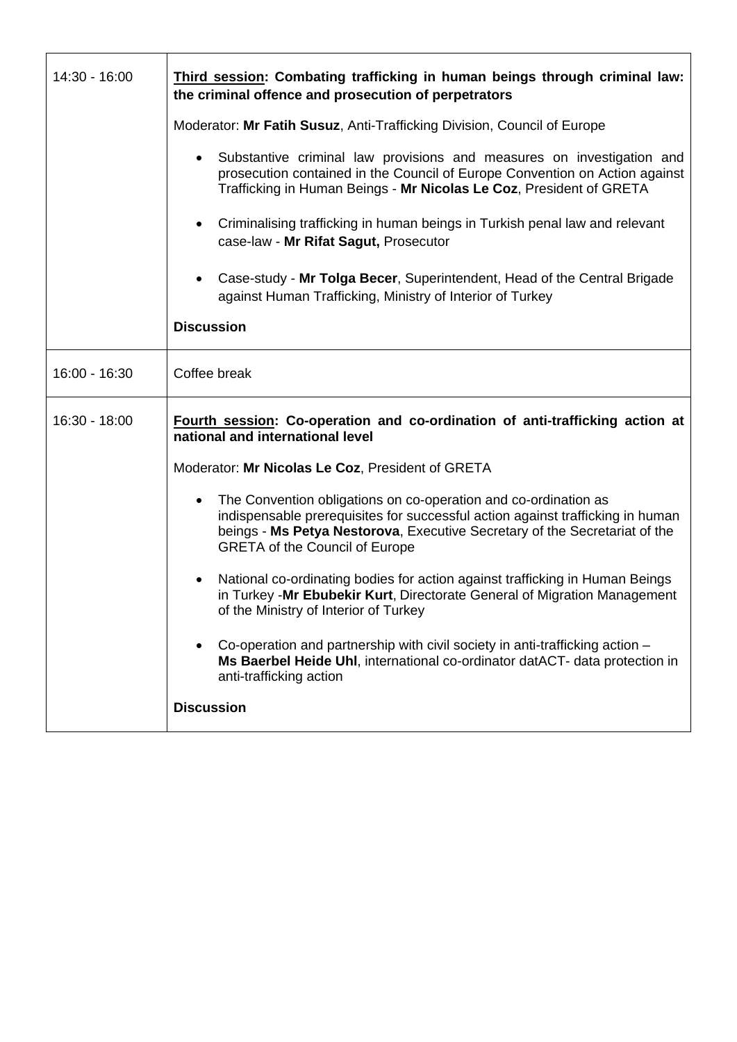| | |
|---|---|
| 14:30 - 16:00 | **<u>Third session</u>: Combating trafficking in human beings through criminal law: the criminal offence and prosecution of perpetrators**<br><br>Moderator: **Mr Fatih Susuz**, Anti-Trafficking Division, Council of Europe<br><br>• Substantive criminal law provisions and measures on investigation and prosecution contained in the Council of Europe Convention on Action against Trafficking in Human Beings - **Mr Nicolas Le Coz**, President of GRETA<br><br>• Criminalising trafficking in human beings in Turkish penal law and relevant case-law - **Mr Rifat Sagut,** Prosecutor<br><br>• Case-study - **Mr Tolga Becer**, Superintendent, Head of the Central Brigade against Human Trafficking, Ministry of Interior of Turkey<br><br>**Discussion** |
| 16:00 - 16:30 | Coffee break |
| 16:30 - 18:00 | **<u>Fourth session</u>: Co-operation and co-ordination of anti-trafficking action at national and international level**<br><br>Moderator: **Mr Nicolas Le Coz**, President of GRETA<br><br>• The Convention obligations on co-operation and co-ordination as indispensable prerequisites for successful action against trafficking in human beings - **Ms Petya Nestorova**, Executive Secretary of the Secretariat of the GRETA of the Council of Europe<br><br>• National co-ordinating bodies for action against trafficking in Human Beings in Turkey -**Mr Ebubekir Kurt**, Directorate General of Migration Management of the Ministry of Interior of Turkey<br><br>• Co-operation and partnership with civil society in anti-trafficking action – **Ms Baerbel Heide Uhl**, international co-ordinator datACT- data protection in anti-trafficking action<br><br>**Discussion** |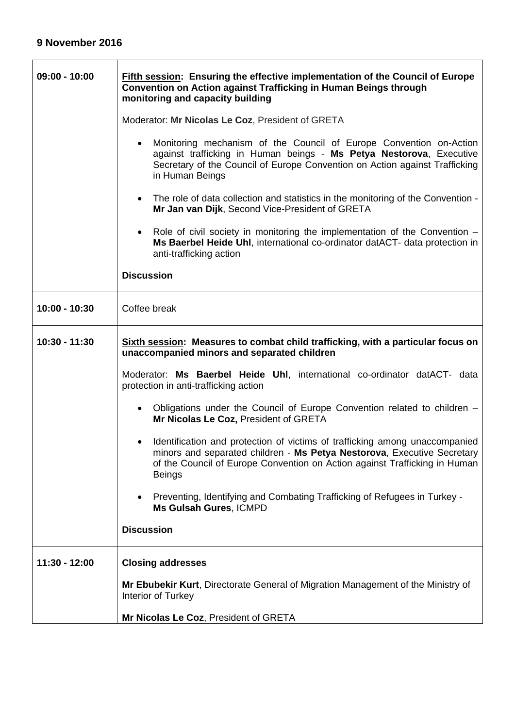**9 November 2016**

| | |
|---|---|
| **09:00 - 10:00** | **<u>Fifth session</u>: Ensuring the effective implementation of the Council of Europe Convention on Action against Trafficking in Human Beings through monitoring and capacity building**<br><br>Moderator: **Mr Nicolas Le Coz**, President of GRETA<br><br>• Monitoring mechanism of the Council of Europe Convention on-Action against trafficking in Human beings - **Ms Petya Nestorova**, Executive Secretary of the Council of Europe Convention on Action against Trafficking in Human Beings<br><br>• The role of data collection and statistics in the monitoring of the Convention - **Mr Jan van Dijk**, Second Vice-President of GRETA<br><br>• Role of civil society in monitoring the implementation of the Convention – **Ms Baerbel Heide Uhl**, international co-ordinator datACT- data protection in anti-trafficking action<br><br>**Discussion** |
| **10:00 - 10:30** | Coffee break |
| **10:30 - 11:30** | **<u>Sixth session</u>: Measures to combat child trafficking, with a particular focus on unaccompanied minors and separated children**<br><br>Moderator: **Ms Baerbel Heide Uhl**, international co-ordinator datACT- data protection in anti-trafficking action<br><br>• Obligations under the Council of Europe Convention related to children – **Mr Nicolas Le Coz,** President of GRETA<br><br>• Identification and protection of victims of trafficking among unaccompanied minors and separated children - **Ms Petya Nestorova**, Executive Secretary of the Council of Europe Convention on Action against Trafficking in Human Beings<br><br>• Preventing, Identifying and Combating Trafficking of Refugees in Turkey - **Ms Gulsah Gures**, ICMPD<br><br>**Discussion** |
| **11:30 - 12:00** | **Closing addresses**<br><br>**Mr Ebubekir Kurt**, Directorate General of Migration Management of the Ministry of Interior of Turkey<br><br>**Mr Nicolas Le Coz**, President of GRETA |